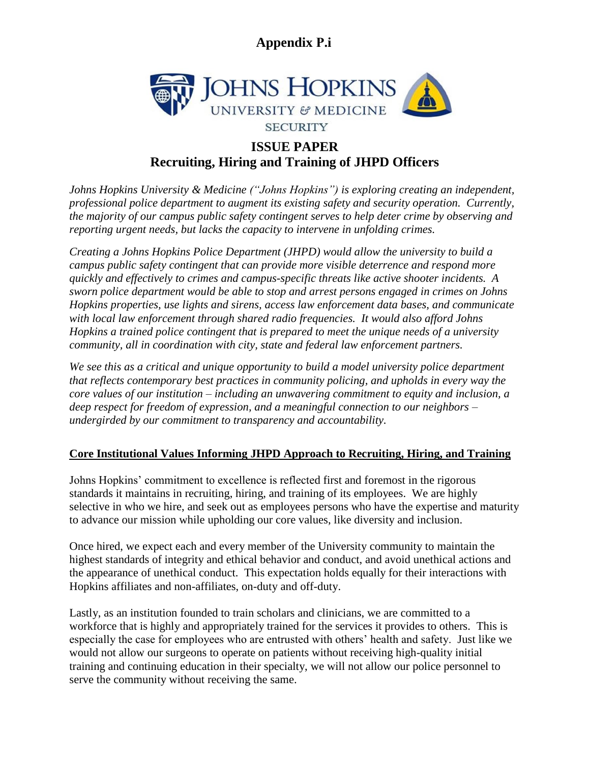# Appendix P.i

JOHNS HOPKINS
UNIVERSITY & MEDICINE
SECURITY

## ISSUE PAPER
## Recruiting, Hiring and Training of JHPD Officers

*Johns Hopkins University & Medicine ("Johns Hopkins") is exploring creating an independent, professional police department to augment its existing safety and security operation. Currently, the majority of our campus public safety contingent serves to help deter crime by observing and reporting urgent needs, but lacks the capacity to intervene in unfolding crimes.*

*Creating a Johns Hopkins Police Department (JHPD) would allow the university to build a campus public safety contingent that can provide more visible deterrence and respond more quickly and effectively to crimes and campus-specific threats like active shooter incidents. A sworn police department would be able to stop and arrest persons engaged in crimes on Johns Hopkins properties, use lights and sirens, access law enforcement data bases, and communicate with local law enforcement through shared radio frequencies. It would also afford Johns Hopkins a trained police contingent that is prepared to meet the unique needs of a university community, all in coordination with city, state and federal law enforcement partners.*

*We see this as a critical and unique opportunity to build a model university police department that reflects contemporary best practices in community policing, and upholds in every way the core values of our institution – including an unwavering commitment to equity and inclusion, a deep respect for freedom of expression, and a meaningful connection to our neighbors – undergirded by our commitment to transparency and accountability.*

### Core Institutional Values Informing JHPD Approach to Recruiting, Hiring, and Training

Johns Hopkins' commitment to excellence is reflected first and foremost in the rigorous standards it maintains in recruiting, hiring, and training of its employees. We are highly selective in who we hire, and seek out as employees persons who have the expertise and maturity to advance our mission while upholding our core values, like diversity and inclusion.

Once hired, we expect each and every member of the University community to maintain the highest standards of integrity and ethical behavior and conduct, and avoid unethical actions and the appearance of unethical conduct. This expectation holds equally for their interactions with Hopkins affiliates and non-affiliates, on-duty and off-duty.

Lastly, as an institution founded to train scholars and clinicians, we are committed to a workforce that is highly and appropriately trained for the services it provides to others. This is especially the case for employees who are entrusted with others' health and safety. Just like we would not allow our surgeons to operate on patients without receiving high-quality initial training and continuing education in their specialty, we will not allow our police personnel to serve the community without receiving the same.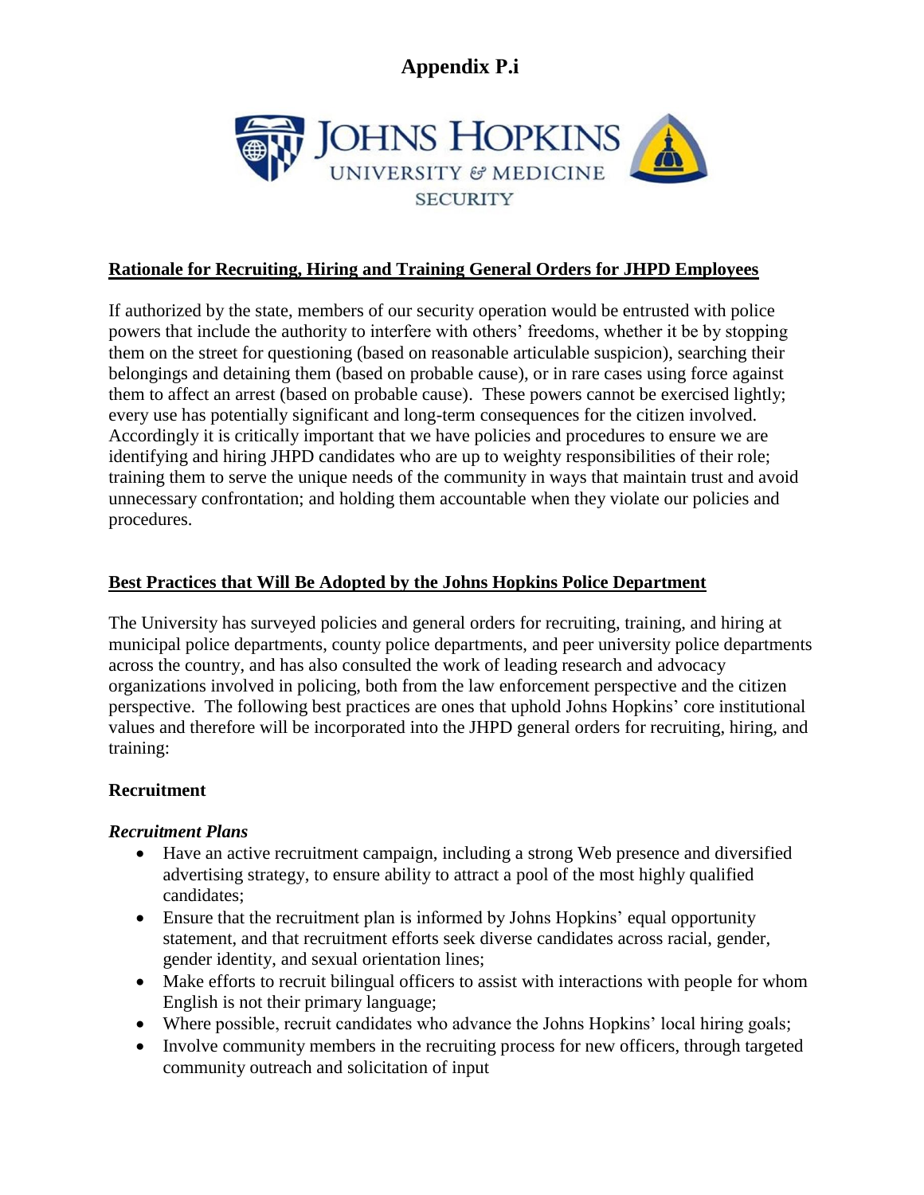# Appendix P.i

JOHNS HOPKINS
UNIVERSITY & MEDICINE
SECURITY

**Rationale for Recruiting, Hiring and Training General Orders for JHPD Employees**

If authorized by the state, members of our security operation would be entrusted with police powers that include the authority to interfere with others' freedoms, whether it be by stopping them on the street for questioning (based on reasonable articulable suspicion), searching their belongings and detaining them (based on probable cause), or in rare cases using force against them to affect an arrest (based on probable cause). These powers cannot be exercised lightly; every use has potentially significant and long-term consequences for the citizen involved. Accordingly it is critically important that we have policies and procedures to ensure we are identifying and hiring JHPD candidates who are up to weighty responsibilities of their role; training them to serve the unique needs of the community in ways that maintain trust and avoid unnecessary confrontation; and holding them accountable when they violate our policies and procedures.

**Best Practices that Will Be Adopted by the Johns Hopkins Police Department**

The University has surveyed policies and general orders for recruiting, training, and hiring at municipal police departments, county police departments, and peer university police departments across the country, and has also consulted the work of leading research and advocacy organizations involved in policing, both from the law enforcement perspective and the citizen perspective. The following best practices are ones that uphold Johns Hopkins' core institutional values and therefore will be incorporated into the JHPD general orders for recruiting, hiring, and training:

### Recruitment

***Recruitment Plans***

- Have an active recruitment campaign, including a strong Web presence and diversified advertising strategy, to ensure ability to attract a pool of the most highly qualified candidates;
- Ensure that the recruitment plan is informed by Johns Hopkins' equal opportunity statement, and that recruitment efforts seek diverse candidates across racial, gender, gender identity, and sexual orientation lines;
- Make efforts to recruit bilingual officers to assist with interactions with people for whom English is not their primary language;
- Where possible, recruit candidates who advance the Johns Hopkins' local hiring goals;
- Involve community members in the recruiting process for new officers, through targeted community outreach and solicitation of input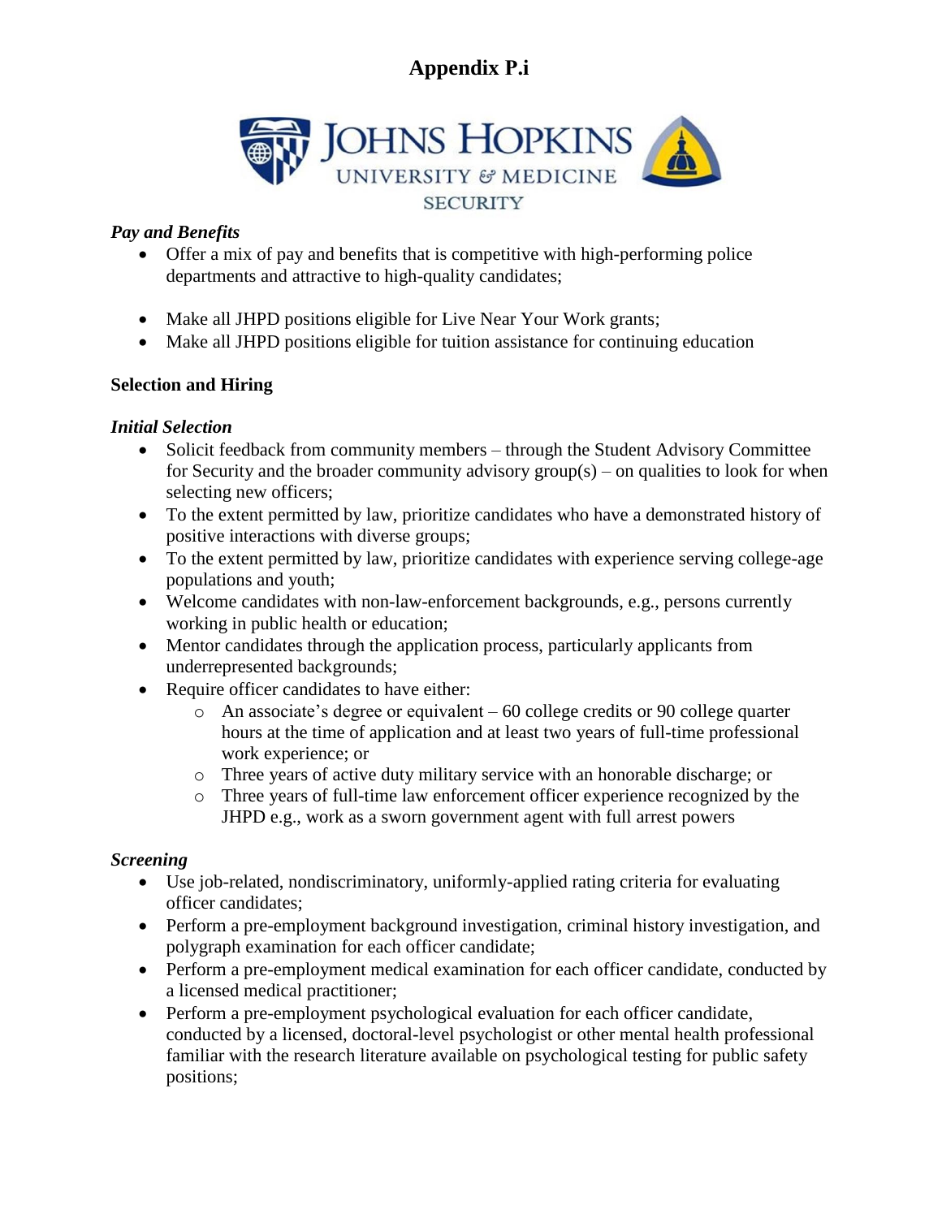# Appendix P.i

JOHNS HOPKINS
UNIVERSITY & MEDICINE
SECURITY

***Pay and Benefits***

- Offer a mix of pay and benefits that is competitive with high-performing police departments and attractive to high-quality candidates;
- Make all JHPD positions eligible for Live Near Your Work grants;
- Make all JHPD positions eligible for tuition assistance for continuing education

**Selection and Hiring**

***Initial Selection***

- Solicit feedback from community members – through the Student Advisory Committee for Security and the broader community advisory group(s) – on qualities to look for when selecting new officers;
- To the extent permitted by law, prioritize candidates who have a demonstrated history of positive interactions with diverse groups;
- To the extent permitted by law, prioritize candidates with experience serving college-age populations and youth;
- Welcome candidates with non-law-enforcement backgrounds, e.g., persons currently working in public health or education;
- Mentor candidates through the application process, particularly applicants from underrepresented backgrounds;
- Require officer candidates to have either:
  - An associate's degree or equivalent – 60 college credits or 90 college quarter hours at the time of application and at least two years of full-time professional work experience; or
  - Three years of active duty military service with an honorable discharge; or
  - Three years of full-time law enforcement officer experience recognized by the JHPD e.g., work as a sworn government agent with full arrest powers

***Screening***

- Use job-related, nondiscriminatory, uniformly-applied rating criteria for evaluating officer candidates;
- Perform a pre-employment background investigation, criminal history investigation, and polygraph examination for each officer candidate;
- Perform a pre-employment medical examination for each officer candidate, conducted by a licensed medical practitioner;
- Perform a pre-employment psychological evaluation for each officer candidate, conducted by a licensed, doctoral-level psychologist or other mental health professional familiar with the research literature available on psychological testing for public safety positions;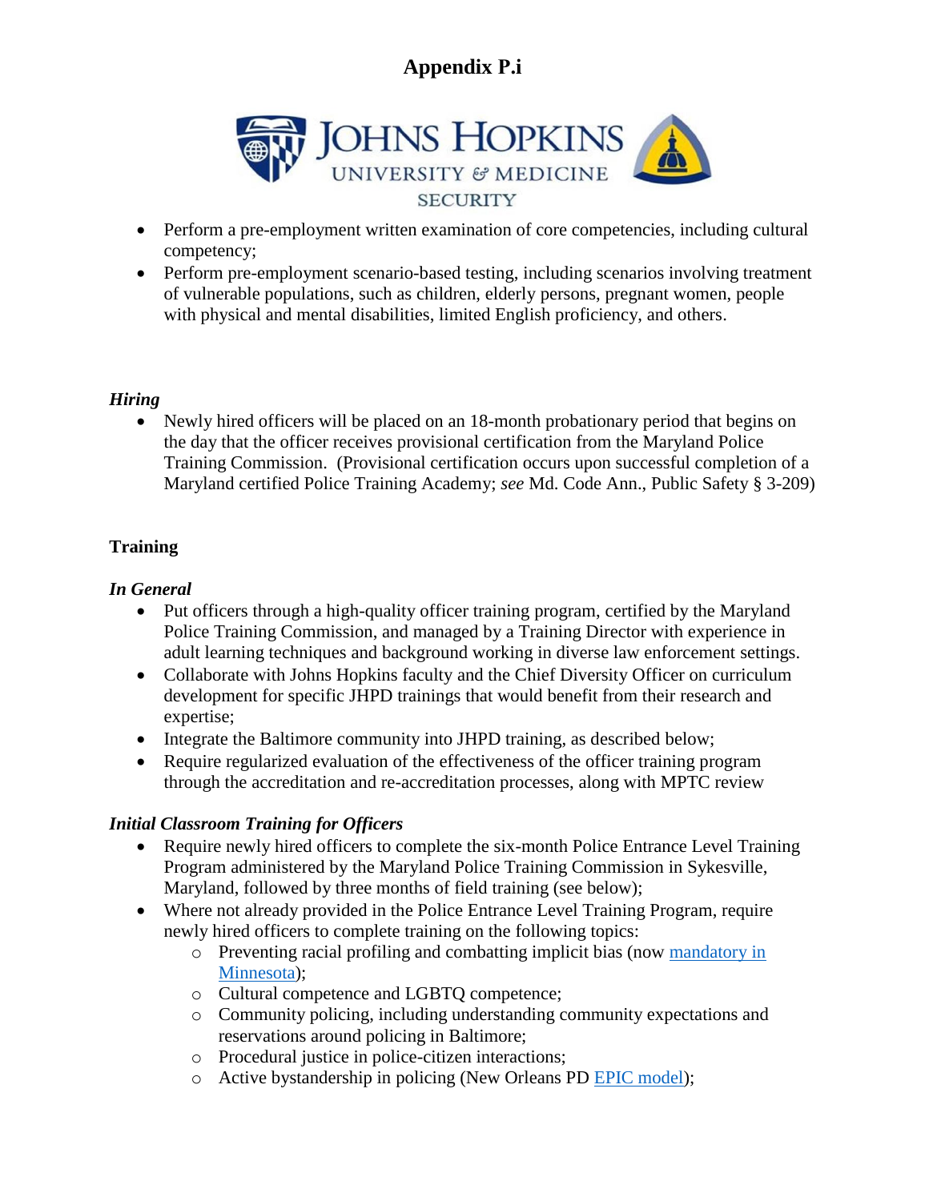# Appendix P.i

JOHNS HOPKINS UNIVERSITY & MEDICINE SECURITY

- Perform a pre-employment written examination of core competencies, including cultural competency;
- Perform pre-employment scenario-based testing, including scenarios involving treatment of vulnerable populations, such as children, elderly persons, pregnant women, people with physical and mental disabilities, limited English proficiency, and others.

***Hiring***

- Newly hired officers will be placed on an 18-month probationary period that begins on the day that the officer receives provisional certification from the Maryland Police Training Commission. (Provisional certification occurs upon successful completion of a Maryland certified Police Training Academy; *see* Md. Code Ann., Public Safety § 3-209)

## Training

***In General***

- Put officers through a high-quality officer training program, certified by the Maryland Police Training Commission, and managed by a Training Director with experience in adult learning techniques and background working in diverse law enforcement settings.
- Collaborate with Johns Hopkins faculty and the Chief Diversity Officer on curriculum development for specific JHPD trainings that would benefit from their research and expertise;
- Integrate the Baltimore community into JHPD training, as described below;
- Require regularized evaluation of the effectiveness of the officer training program through the accreditation and re-accreditation processes, along with MPTC review

***Initial Classroom Training for Officers***

- Require newly hired officers to complete the six-month Police Entrance Level Training Program administered by the Maryland Police Training Commission in Sykesville, Maryland, followed by three months of field training (see below);
- Where not already provided in the Police Entrance Level Training Program, require newly hired officers to complete training on the following topics:
  - Preventing racial profiling and combatting implicit bias (now mandatory in Minnesota);
  - Cultural competence and LGBTQ competence;
  - Community policing, including understanding community expectations and reservations around policing in Baltimore;
  - Procedural justice in police-citizen interactions;
  - Active bystandership in policing (New Orleans PD EPIC model);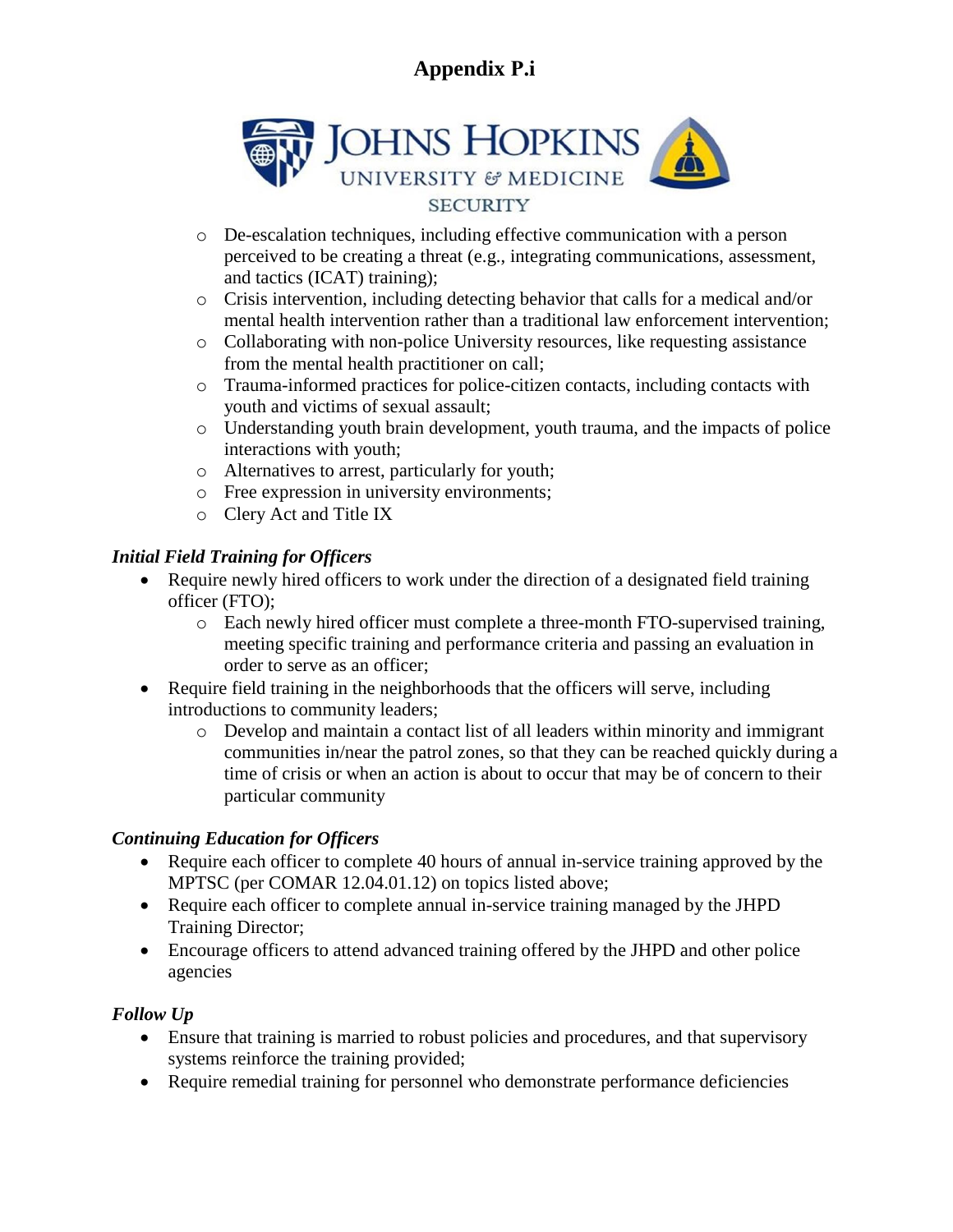# Appendix P.i

JOHNS HOPKINS UNIVERSITY & MEDICINE SECURITY

- De-escalation techniques, including effective communication with a person perceived to be creating a threat (e.g., integrating communications, assessment, and tactics (ICAT) training);
- Crisis intervention, including detecting behavior that calls for a medical and/or mental health intervention rather than a traditional law enforcement intervention;
- Collaborating with non-police University resources, like requesting assistance from the mental health practitioner on call;
- Trauma-informed practices for police-citizen contacts, including contacts with youth and victims of sexual assault;
- Understanding youth brain development, youth trauma, and the impacts of police interactions with youth;
- Alternatives to arrest, particularly for youth;
- Free expression in university environments;
- Clery Act and Title IX

***Initial Field Training for Officers***

- Require newly hired officers to work under the direction of a designated field training officer (FTO);
  - Each newly hired officer must complete a three-month FTO-supervised training, meeting specific training and performance criteria and passing an evaluation in order to serve as an officer;
- Require field training in the neighborhoods that the officers will serve, including introductions to community leaders;
  - Develop and maintain a contact list of all leaders within minority and immigrant communities in/near the patrol zones, so that they can be reached quickly during a time of crisis or when an action is about to occur that may be of concern to their particular community

***Continuing Education for Officers***

- Require each officer to complete 40 hours of annual in-service training approved by the MPTSC (per COMAR 12.04.01.12) on topics listed above;
- Require each officer to complete annual in-service training managed by the JHPD Training Director;
- Encourage officers to attend advanced training offered by the JHPD and other police agencies

***Follow Up***

- Ensure that training is married to robust policies and procedures, and that supervisory systems reinforce the training provided;
- Require remedial training for personnel who demonstrate performance deficiencies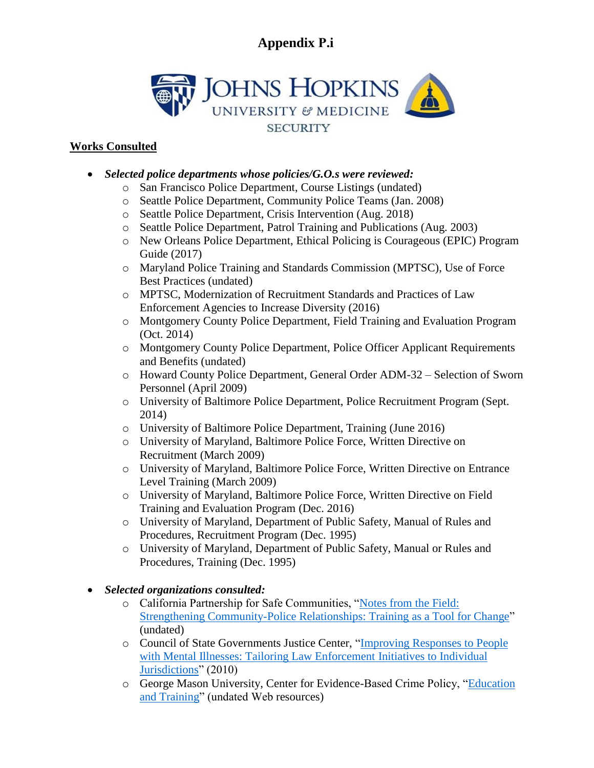# Appendix P.i

JOHNS HOPKINS
UNIVERSITY & MEDICINE
SECURITY

**Works Consulted**

- ***Selected police departments whose policies/G.O.s were reviewed:***
  - San Francisco Police Department, Course Listings (undated)
  - Seattle Police Department, Community Police Teams (Jan. 2008)
  - Seattle Police Department, Crisis Intervention (Aug. 2018)
  - Seattle Police Department, Patrol Training and Publications (Aug. 2003)
  - New Orleans Police Department, Ethical Policing is Courageous (EPIC) Program Guide (2017)
  - Maryland Police Training and Standards Commission (MPTSC), Use of Force Best Practices (undated)
  - MPTSC, Modernization of Recruitment Standards and Practices of Law Enforcement Agencies to Increase Diversity (2016)
  - Montgomery County Police Department, Field Training and Evaluation Program (Oct. 2014)
  - Montgomery County Police Department, Police Officer Applicant Requirements and Benefits (undated)
  - Howard County Police Department, General Order ADM-32 – Selection of Sworn Personnel (April 2009)
  - University of Baltimore Police Department, Police Recruitment Program (Sept. 2014)
  - University of Baltimore Police Department, Training (June 2016)
  - University of Maryland, Baltimore Police Force, Written Directive on Recruitment (March 2009)
  - University of Maryland, Baltimore Police Force, Written Directive on Entrance Level Training (March 2009)
  - University of Maryland, Baltimore Police Force, Written Directive on Field Training and Evaluation Program (Dec. 2016)
  - University of Maryland, Department of Public Safety, Manual of Rules and Procedures, Recruitment Program (Dec. 1995)
  - University of Maryland, Department of Public Safety, Manual or Rules and Procedures, Training (Dec. 1995)

- ***Selected organizations consulted:***
  - California Partnership for Safe Communities, "Notes from the Field: Strengthening Community-Police Relationships: Training as a Tool for Change" (undated)
  - Council of State Governments Justice Center, "Improving Responses to People with Mental Illnesses: Tailoring Law Enforcement Initiatives to Individual Jurisdictions" (2010)
  - George Mason University, Center for Evidence-Based Crime Policy, "Education and Training" (undated Web resources)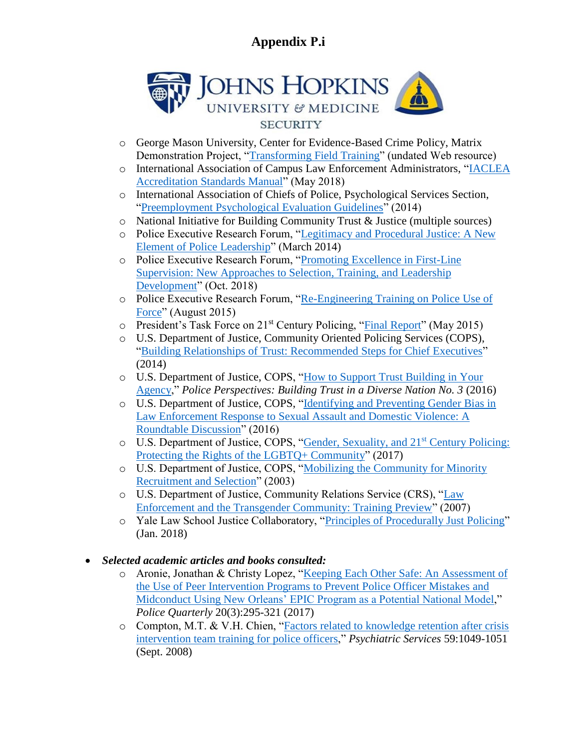# Appendix P.i

JOHNS HOPKINS UNIVERSITY & MEDICINE SECURITY

- George Mason University, Center for Evidence-Based Crime Policy, Matrix Demonstration Project, "Transforming Field Training" (undated Web resource)
- International Association of Campus Law Enforcement Administrators, "IACLEA Accreditation Standards Manual" (May 2018)
- International Association of Chiefs of Police, Psychological Services Section, "Preemployment Psychological Evaluation Guidelines" (2014)
- National Initiative for Building Community Trust & Justice (multiple sources)
- Police Executive Research Forum, "Legitimacy and Procedural Justice: A New Element of Police Leadership" (March 2014)
- Police Executive Research Forum, "Promoting Excellence in First-Line Supervision: New Approaches to Selection, Training, and Leadership Development" (Oct. 2018)
- Police Executive Research Forum, "Re-Engineering Training on Police Use of Force" (August 2015)
- President's Task Force on 21st Century Policing, "Final Report" (May 2015)
- U.S. Department of Justice, Community Oriented Policing Services (COPS), "Building Relationships of Trust: Recommended Steps for Chief Executives" (2014)
- U.S. Department of Justice, COPS, "How to Support Trust Building in Your Agency," *Police Perspectives: Building Trust in a Diverse Nation No. 3* (2016)
- U.S. Department of Justice, COPS, "Identifying and Preventing Gender Bias in Law Enforcement Response to Sexual Assault and Domestic Violence: A Roundtable Discussion" (2016)
- U.S. Department of Justice, COPS, "Gender, Sexuality, and 21st Century Policing: Protecting the Rights of the LGBTQ+ Community" (2017)
- U.S. Department of Justice, COPS, "Mobilizing the Community for Minority Recruitment and Selection" (2003)
- U.S. Department of Justice, Community Relations Service (CRS), "Law Enforcement and the Transgender Community: Training Preview" (2007)
- Yale Law School Justice Collaboratory, "Principles of Procedurally Just Policing" (Jan. 2018)

- ***Selected academic articles and books consulted:***
  - Aronie, Jonathan & Christy Lopez, "Keeping Each Other Safe: An Assessment of the Use of Peer Intervention Programs to Prevent Police Officer Mistakes and Midconduct Using New Orleans' EPIC Program as a Potential National Model," *Police Quarterly* 20(3):295-321 (2017)
  - Compton, M.T. & V.H. Chien, "Factors related to knowledge retention after crisis intervention team training for police officers," *Psychiatric Services* 59:1049-1051 (Sept. 2008)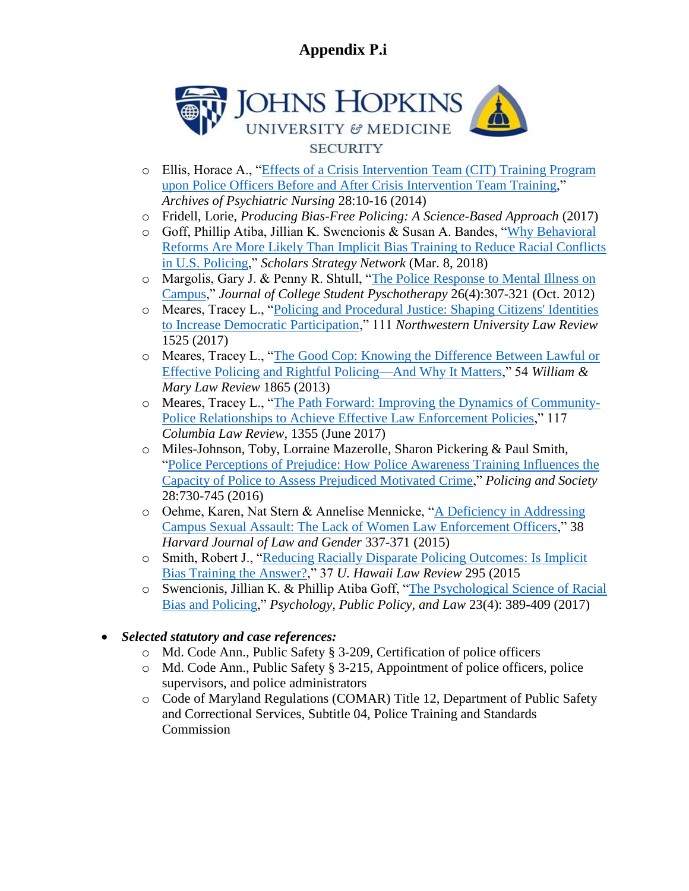# Appendix P.i

JOHNS HOPKINS UNIVERSITY & MEDICINE SECURITY

- Ellis, Horace A., "Effects of a Crisis Intervention Team (CIT) Training Program upon Police Officers Before and After Crisis Intervention Team Training," *Archives of Psychiatric Nursing* 28:10-16 (2014)
- Fridell, Lorie, *Producing Bias-Free Policing: A Science-Based Approach* (2017)
- Goff, Phillip Atiba, Jillian K. Swencionis & Susan A. Bandes, "Why Behavioral Reforms Are More Likely Than Implicit Bias Training to Reduce Racial Conflicts in U.S. Policing," *Scholars Strategy Network* (Mar. 8, 2018)
- Margolis, Gary J. & Penny R. Shtull, "The Police Response to Mental Illness on Campus," *Journal of College Student Pyschotherapy* 26(4):307-321 (Oct. 2012)
- Meares, Tracey L., "Policing and Procedural Justice: Shaping Citizens' Identities to Increase Democratic Participation," 111 *Northwestern University Law Review* 1525 (2017)
- Meares, Tracey L., "The Good Cop: Knowing the Difference Between Lawful or Effective Policing and Rightful Policing—And Why It Matters," 54 *William & Mary Law Review* 1865 (2013)
- Meares, Tracey L., "The Path Forward: Improving the Dynamics of Community-Police Relationships to Achieve Effective Law Enforcement Policies," 117 *Columbia Law Review*, 1355 (June 2017)
- Miles-Johnson, Toby, Lorraine Mazerolle, Sharon Pickering & Paul Smith, "Police Perceptions of Prejudice: How Police Awareness Training Influences the Capacity of Police to Assess Prejudiced Motivated Crime," *Policing and Society* 28:730-745 (2016)
- Oehme, Karen, Nat Stern & Annelise Mennicke, "A Deficiency in Addressing Campus Sexual Assault: The Lack of Women Law Enforcement Officers," 38 *Harvard Journal of Law and Gender* 337-371 (2015)
- Smith, Robert J., "Reducing Racially Disparate Policing Outcomes: Is Implicit Bias Training the Answer?," 37 *U. Hawaii Law Review* 295 (2015
- Swencionis, Jillian K. & Phillip Atiba Goff, "The Psychological Science of Racial Bias and Policing," *Psychology, Public Policy, and Law* 23(4): 389-409 (2017)

- ***Selected statutory and case references:***
  - Md. Code Ann., Public Safety § 3-209, Certification of police officers
  - Md. Code Ann., Public Safety § 3-215, Appointment of police officers, police supervisors, and police administrators
  - Code of Maryland Regulations (COMAR) Title 12, Department of Public Safety and Correctional Services, Subtitle 04, Police Training and Standards Commission